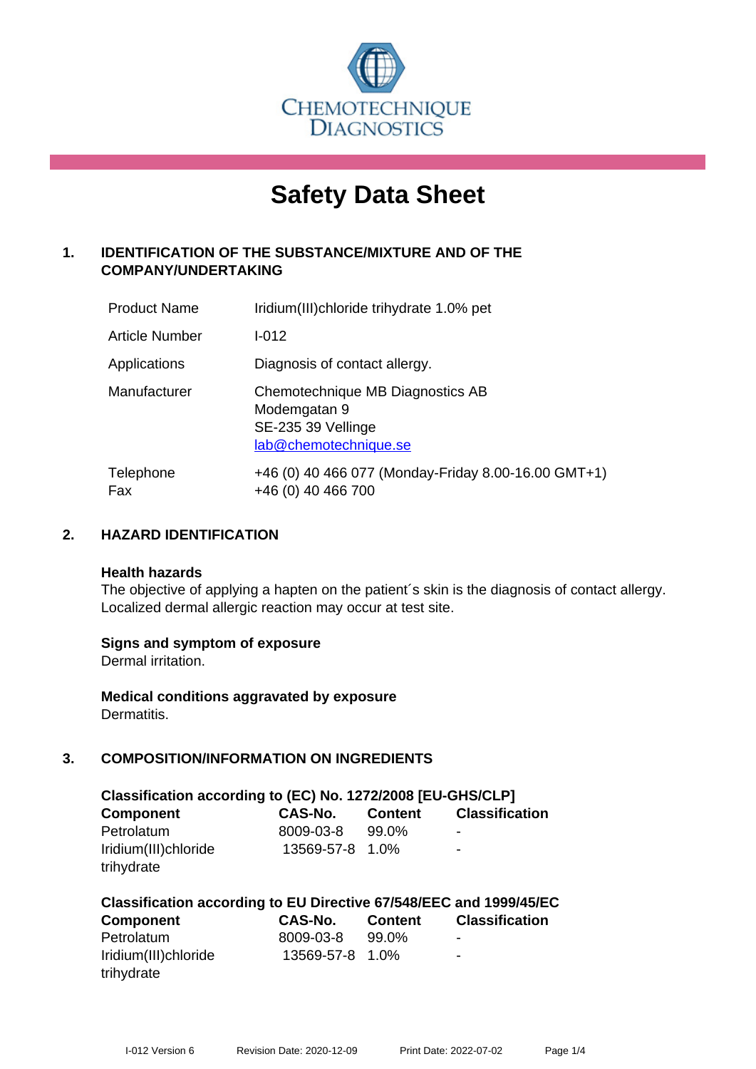CHEMOTECHNIQUE DIAGNOSTICS

# Safety Data Sheet

## 1. IDENTIFICATION OF THE SUBSTANCE/MIXTURE AND OF THE COMPANY/UNDERTAKING

| | |
|---|---|
| Product Name | Iridium(III)chloride trihydrate 1.0% pet |
| Article Number | I-012 |
| Applications | Diagnosis of contact allergy. |
| Manufacturer | Chemotechnique MB Diagnostics AB<br>Modemgatan 9<br>SE-235 39 Vellinge<br>lab@chemotechnique.se |
| Telephone<br>Fax | +46 (0) 40 466 077 (Monday-Friday 8.00-16.00 GMT+1)<br>+46 (0) 40 466 700 |

## 2. HAZARD IDENTIFICATION

**Health hazards**
The objective of applying a hapten on the patient´s skin is the diagnosis of contact allergy. Localized dermal allergic reaction may occur at test site.

**Signs and symptom of exposure**
Dermal irritation.

**Medical conditions aggravated by exposure**
Dermatitis.

## 3. COMPOSITION/INFORMATION ON INGREDIENTS

**Classification according to (EC) No. 1272/2008 [EU-GHS/CLP]**

| Component | CAS-No. | Content | Classification |
|---|---|---|---|
| Petrolatum | 8009-03-8 | 99.0% | - |
| Iridium(III)chloride trihydrate | 13569-57-8 | 1.0% | - |

**Classification according to EU Directive 67/548/EEC and 1999/45/EC**

| Component | CAS-No. | Content | Classification |
|---|---|---|---|
| Petrolatum | 8009-03-8 | 99.0% | - |
| Iridium(III)chloride trihydrate | 13569-57-8 | 1.0% | - |

I-012 Version 6 Revision Date: 2020-12-09 Print Date: 2022-07-02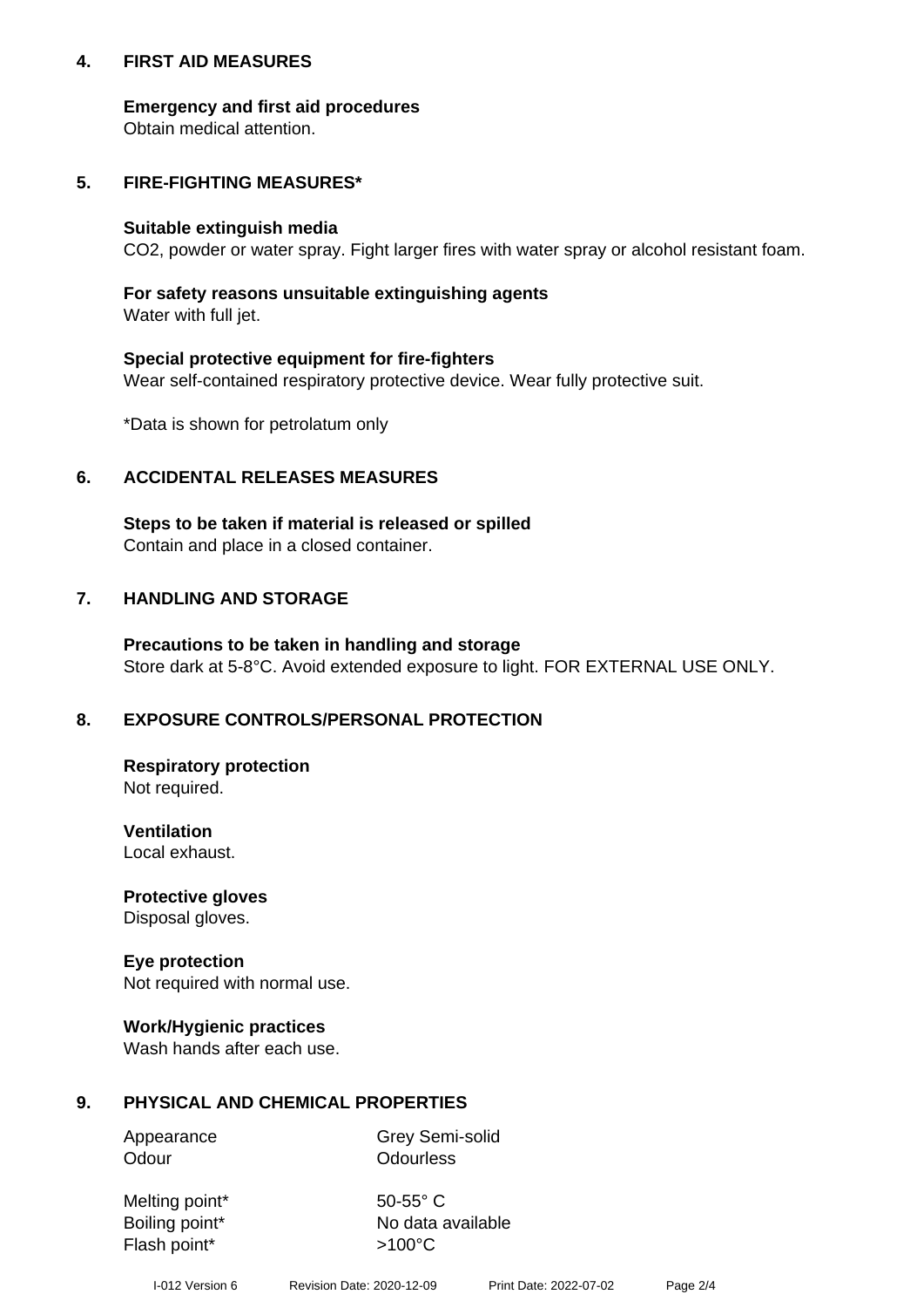## 4. FIRST AID MEASURES

**Emergency and first aid procedures**
Obtain medical attention.

## 5. FIRE-FIGHTING MEASURES*

**Suitable extinguish media**
$CO_2$, powder or water spray. Fight larger fires with water spray or alcohol resistant foam.

**For safety reasons unsuitable extinguishing agents**
Water with full jet.

**Special protective equipment for fire-fighters**
Wear self-contained respiratory protective device. Wear fully protective suit.

*Data is shown for petrolatum only

## 6. ACCIDENTAL RELEASES MEASURES

**Steps to be taken if material is released or spilled**
Contain and place in a closed container.

## 7. HANDLING AND STORAGE

**Precautions to be taken in handling and storage**
Store dark at 5-8°C. Avoid extended exposure to light. FOR EXTERNAL USE ONLY.

## 8. EXPOSURE CONTROLS/PERSONAL PROTECTION

**Respiratory protection**
Not required.

**Ventilation**
Local exhaust.

**Protective gloves**
Disposal gloves.

**Eye protection**
Not required with normal use.

**Work/Hygienic practices**
Wash hands after each use.

## 9. PHYSICAL AND CHEMICAL PROPERTIES

| | |
|---|---|
| Appearance | Grey Semi-solid |
| Odour | Odourless |
| Melting point* | 50-55° C |
| Boiling point* | No data available |
| Flash point* | >100°C |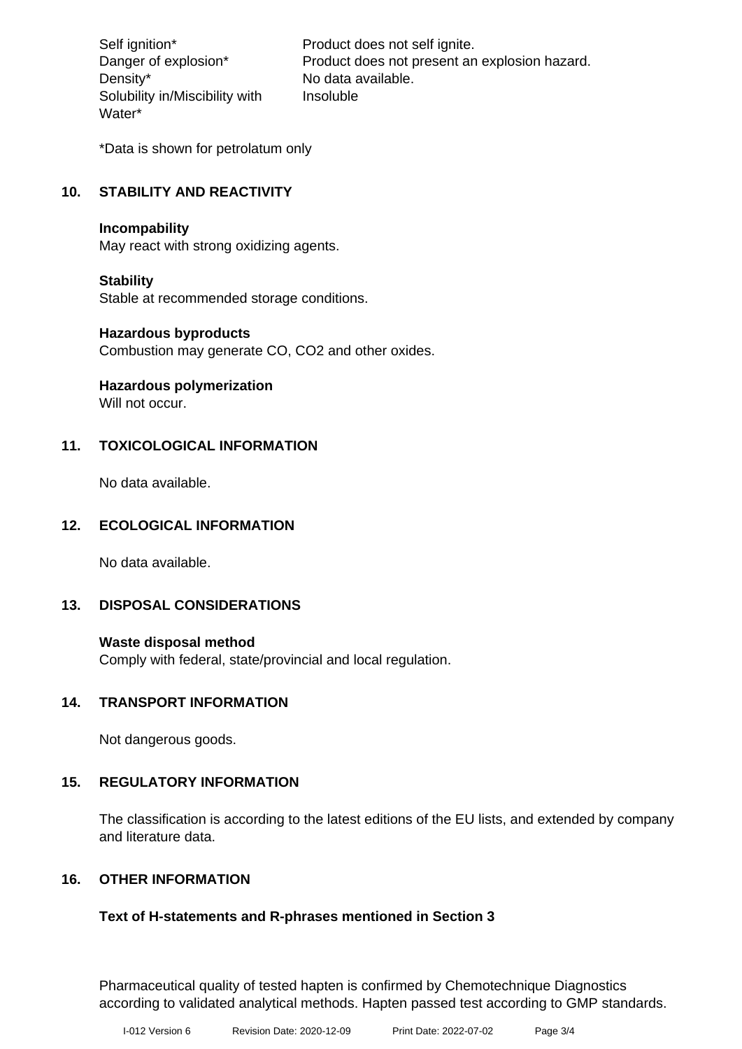| | |
|---|---|
| Self ignition* | Product does not self ignite. |
| Danger of explosion* | Product does not present an explosion hazard. |
| Density* | No data available. |
| Solubility in/Miscibility with Water* | Insoluble |

*Data is shown for petrolatum only

## 10. STABILITY AND REACTIVITY

**Incompability**
May react with strong oxidizing agents.

**Stability**
Stable at recommended storage conditions.

**Hazardous byproducts**
Combustion may generate CO, $CO_2$ and other oxides.

**Hazardous polymerization**
Will not occur.

## 11. TOXICOLOGICAL INFORMATION

No data available.

## 12. ECOLOGICAL INFORMATION

No data available.

## 13. DISPOSAL CONSIDERATIONS

**Waste disposal method**
Comply with federal, state/provincial and local regulation.

## 14. TRANSPORT INFORMATION

Not dangerous goods.

## 15. REGULATORY INFORMATION

The classification is according to the latest editions of the EU lists, and extended by company and literature data.

## 16. OTHER INFORMATION

**Text of H-statements and R-phrases mentioned in Section 3**

Pharmaceutical quality of tested hapten is confirmed by Chemotechnique Diagnostics according to validated analytical methods. Hapten passed test according to GMP standards.

I-012 Version 6 Revision Date: 2020-12-09 Print Date: 2022-07-02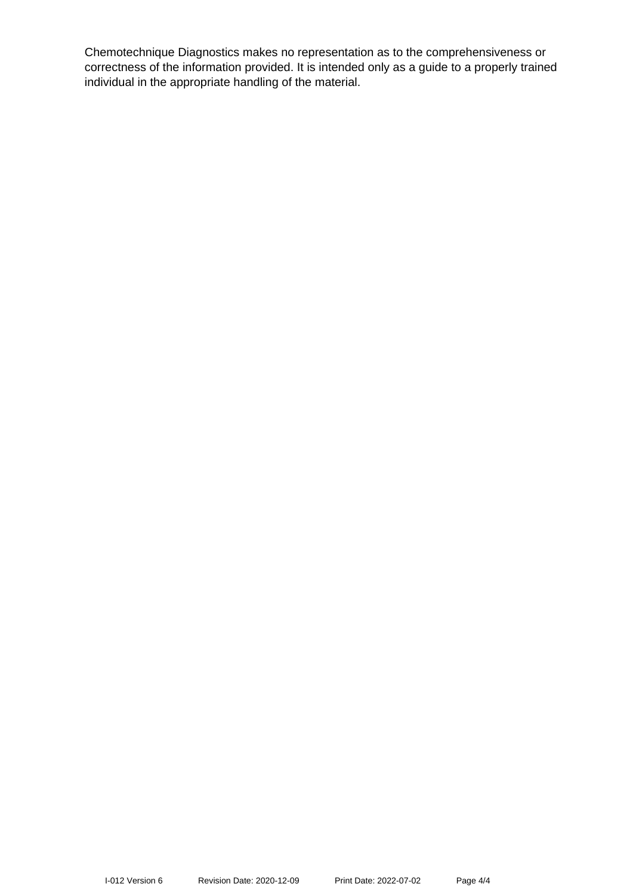Chemotechnique Diagnostics makes no representation as to the comprehensiveness or correctness of the information provided. It is intended only as a guide to a properly trained individual in the appropriate handling of the material.